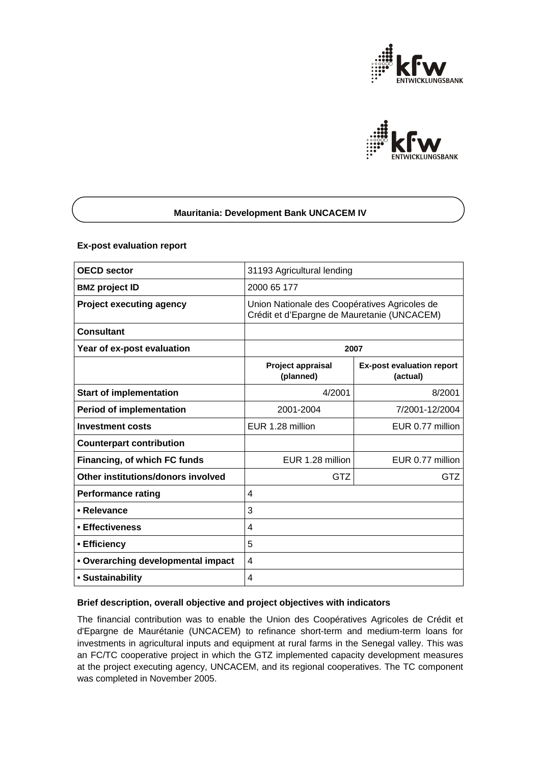# Mauritania: Development Bank UNCACEM IV

**Ex-post evaluation report**

| **OECD sector** | 31193 Agricultural lending | |
|---|---|---|
| **BMZ project ID** | 2000 65 177 | |
| **Project executing agency** | Union Nationale des Coopératives Agricoles de Crédit et d'Epargne de Mauretanie (UNCACEM) | |
| **Consultant** | | |
| **Year of ex-post evaluation** | **2007** | |
| | **Project appraisal (planned)** | **Ex-post evaluation report (actual)** |
| **Start of implementation** | 4/2001 | 8/2001 |
| **Period of implementation** | 2001-2004 | 7/2001-12/2004 |
| **Investment costs** | EUR 1.28 million | EUR 0.77 million |
| **Counterpart contribution** | | |
| **Financing, of which FC funds** | EUR 1.28 million | EUR 0.77 million |
| **Other institutions/donors involved** | GTZ | GTZ |
| **Performance rating** | 4 | |
| **• Relevance** | 3 | |
| **• Effectiveness** | 4 | |
| **• Efficiency** | 5 | |
| **• Overarching developmental impact** | 4 | |
| **• Sustainability** | 4 | |

**Brief description, overall objective and project objectives with indicators**

The financial contribution was to enable the Union des Coopératives Agricoles de Crédit et d'Epargne de Maurétanie (UNCACEM) to refinance short-term and medium-term loans for investments in agricultural inputs and equipment at rural farms in the Senegal valley. This was an FC/TC cooperative project in which the GTZ implemented capacity development measures at the project executing agency, UNCACEM, and its regional cooperatives. The TC component was completed in November 2005.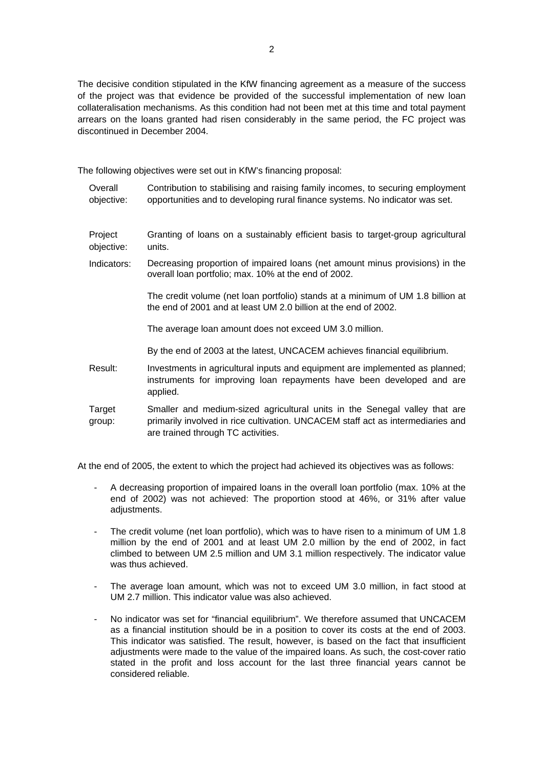The decisive condition stipulated in the KfW financing agreement as a measure of the success of the project was that evidence be provided of the successful implementation of new loan collateralisation mechanisms. As this condition had not been met at this time and total payment arrears on the loans granted had risen considerably in the same period, the FC project was discontinued in December 2004.

The following objectives were set out in KfW's financing proposal:

| | |
|---|---|
| Overall objective: | Contribution to stabilising and raising family incomes, to securing employment opportunities and to developing rural finance systems. No indicator was set. |
| Project objective: | Granting of loans on a sustainably efficient basis to target-group agricultural units. |
| Indicators: | Decreasing proportion of impaired loans (net amount minus provisions) in the overall loan portfolio; max. 10% at the end of 2002.<br><br>The credit volume (net loan portfolio) stands at a minimum of UM 1.8 billion at the end of 2001 and at least UM 2.0 billion at the end of 2002.<br><br>The average loan amount does not exceed UM 3.0 million.<br><br>By the end of 2003 at the latest, UNCACEM achieves financial equilibrium. |
| Result: | Investments in agricultural inputs and equipment are implemented as planned; instruments for improving loan repayments have been developed and are applied. |
| Target group: | Smaller and medium-sized agricultural units in the Senegal valley that are primarily involved in rice cultivation. UNCACEM staff act as intermediaries and are trained through TC activities. |

At the end of 2005, the extent to which the project had achieved its objectives was as follows:

- A decreasing proportion of impaired loans in the overall loan portfolio (max. 10% at the end of 2002) was not achieved: The proportion stood at 46%, or 31% after value adjustments.
- The credit volume (net loan portfolio), which was to have risen to a minimum of UM 1.8 million by the end of 2001 and at least UM 2.0 million by the end of 2002, in fact climbed to between UM 2.5 million and UM 3.1 million respectively. The indicator value was thus achieved.
- The average loan amount, which was not to exceed UM 3.0 million, in fact stood at UM 2.7 million. This indicator value was also achieved.
- No indicator was set for "financial equilibrium". We therefore assumed that UNCACEM as a financial institution should be in a position to cover its costs at the end of 2003. This indicator was satisfied. The result, however, is based on the fact that insufficient adjustments were made to the value of the impaired loans. As such, the cost-cover ratio stated in the profit and loss account for the last three financial years cannot be considered reliable.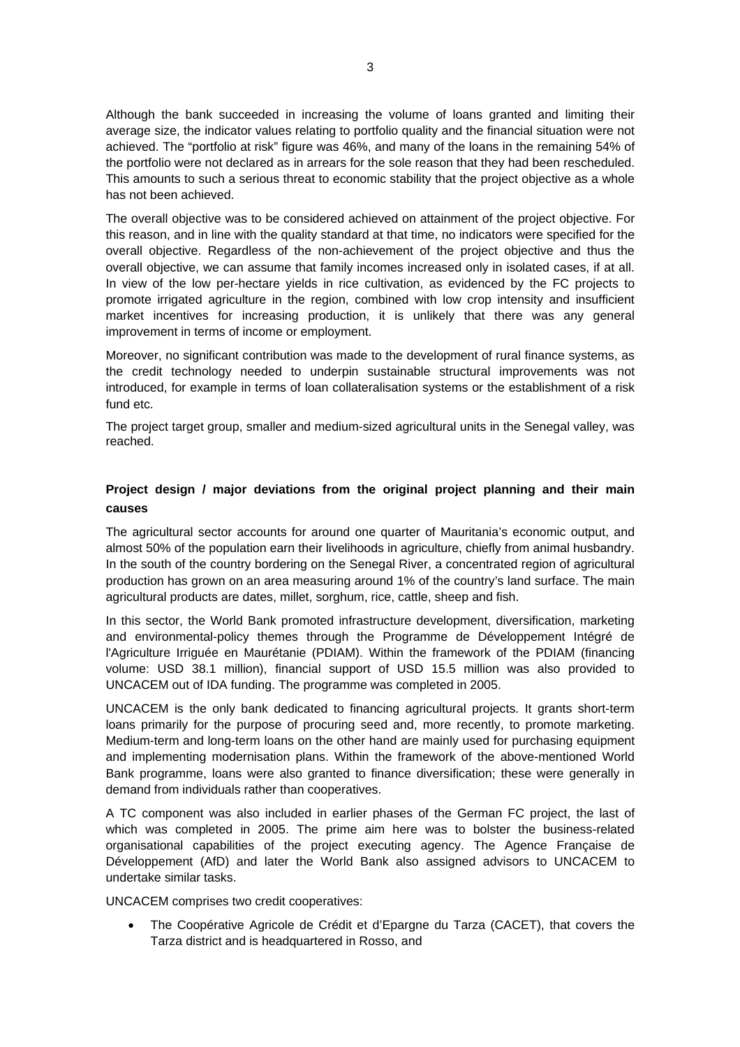Although the bank succeeded in increasing the volume of loans granted and limiting their average size, the indicator values relating to portfolio quality and the financial situation were not achieved. The "portfolio at risk" figure was 46%, and many of the loans in the remaining 54% of the portfolio were not declared as in arrears for the sole reason that they had been rescheduled. This amounts to such a serious threat to economic stability that the project objective as a whole has not been achieved.

The overall objective was to be considered achieved on attainment of the project objective. For this reason, and in line with the quality standard at that time, no indicators were specified for the overall objective. Regardless of the non-achievement of the project objective and thus the overall objective, we can assume that family incomes increased only in isolated cases, if at all. In view of the low per-hectare yields in rice cultivation, as evidenced by the FC projects to promote irrigated agriculture in the region, combined with low crop intensity and insufficient market incentives for increasing production, it is unlikely that there was any general improvement in terms of income or employment.

Moreover, no significant contribution was made to the development of rural finance systems, as the credit technology needed to underpin sustainable structural improvements was not introduced, for example in terms of loan collateralisation systems or the establishment of a risk fund etc.

The project target group, smaller and medium-sized agricultural units in the Senegal valley, was reached.

**Project design / major deviations from the original project planning and their main causes**

The agricultural sector accounts for around one quarter of Mauritania's economic output, and almost 50% of the population earn their livelihoods in agriculture, chiefly from animal husbandry. In the south of the country bordering on the Senegal River, a concentrated region of agricultural production has grown on an area measuring around 1% of the country's land surface. The main agricultural products are dates, millet, sorghum, rice, cattle, sheep and fish.

In this sector, the World Bank promoted infrastructure development, diversification, marketing and environmental-policy themes through the Programme de Développement Intégré de l'Agriculture Irriguée en Maurétanie (PDIAM). Within the framework of the PDIAM (financing volume: USD 38.1 million), financial support of USD 15.5 million was also provided to UNCACEM out of IDA funding. The programme was completed in 2005.

UNCACEM is the only bank dedicated to financing agricultural projects. It grants short-term loans primarily for the purpose of procuring seed and, more recently, to promote marketing. Medium-term and long-term loans on the other hand are mainly used for purchasing equipment and implementing modernisation plans. Within the framework of the above-mentioned World Bank programme, loans were also granted to finance diversification; these were generally in demand from individuals rather than cooperatives.

A TC component was also included in earlier phases of the German FC project, the last of which was completed in 2005. The prime aim here was to bolster the business-related organisational capabilities of the project executing agency. The Agence Françaisе de Développement (AfD) and later the World Bank also assigned advisors to UNCACEM to undertake similar tasks.

UNCACEM comprises two credit cooperatives:

- The Coopérative Agricole de Crédit et d'Epargne du Tarza (CACET), that covers the Tarza district and is headquartered in Rosso, and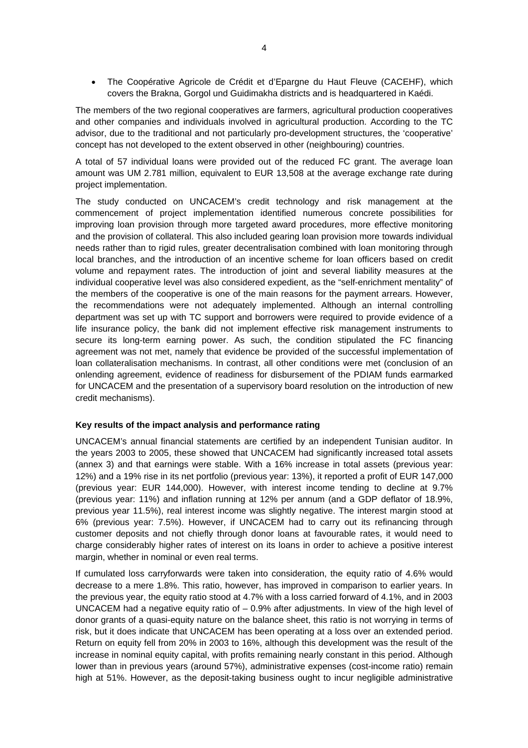- The Coopérative Agricole de Crédit et d'Epargne du Haut Fleuve (CACEHF), which covers the Brakna, Gorgol und Guidimakha districts and is headquartered in Kaédi.

The members of the two regional cooperatives are farmers, agricultural production cooperatives and other companies and individuals involved in agricultural production. According to the TC advisor, due to the traditional and not particularly pro-development structures, the 'cooperative' concept has not developed to the extent observed in other (neighbouring) countries.

A total of 57 individual loans were provided out of the reduced FC grant. The average loan amount was UM 2.781 million, equivalent to EUR 13,508 at the average exchange rate during project implementation.

The study conducted on UNCACEM's credit technology and risk management at the commencement of project implementation identified numerous concrete possibilities for improving loan provision through more targeted award procedures, more effective monitoring and the provision of collateral. This also included gearing loan provision more towards individual needs rather than to rigid rules, greater decentralisation combined with loan monitoring through local branches, and the introduction of an incentive scheme for loan officers based on credit volume and repayment rates. The introduction of joint and several liability measures at the individual cooperative level was also considered expedient, as the "self-enrichment mentality" of the members of the cooperative is one of the main reasons for the payment arrears. However, the recommendations were not adequately implemented. Although an internal controlling department was set up with TC support and borrowers were required to provide evidence of a life insurance policy, the bank did not implement effective risk management instruments to secure its long-term earning power. As such, the condition stipulated the FC financing agreement was not met, namely that evidence be provided of the successful implementation of loan collateralisation mechanisms. In contrast, all other conditions were met (conclusion of an onlending agreement, evidence of readiness for disbursement of the PDIAM funds earmarked for UNCACEM and the presentation of a supervisory board resolution on the introduction of new credit mechanisms).

**Key results of the impact analysis and performance rating**

UNCACEM's annual financial statements are certified by an independent Tunisian auditor. In the years 2003 to 2005, these showed that UNCACEM had significantly increased total assets (annex 3) and that earnings were stable. With a 16% increase in total assets (previous year: 12%) and a 19% rise in its net portfolio (previous year: 13%), it reported a profit of EUR 147,000 (previous year: EUR 144,000). However, with interest income tending to decline at 9.7% (previous year: 11%) and inflation running at 12% per annum (and a GDP deflator of 18.9%, previous year 11.5%), real interest income was slightly negative. The interest margin stood at 6% (previous year: 7.5%). However, if UNCACEM had to carry out its refinancing through customer deposits and not chiefly through donor loans at favourable rates, it would need to charge considerably higher rates of interest on its loans in order to achieve a positive interest margin, whether in nominal or even real terms.

If cumulated loss carryforwards were taken into consideration, the equity ratio of 4.6% would decrease to a mere 1.8%. This ratio, however, has improved in comparison to earlier years. In the previous year, the equity ratio stood at 4.7% with a loss carried forward of 4.1%, and in 2003 UNCACEM had a negative equity ratio of – 0.9% after adjustments. In view of the high level of donor grants of a quasi-equity nature on the balance sheet, this ratio is not worrying in terms of risk, but it does indicate that UNCACEM has been operating at a loss over an extended period. Return on equity fell from 20% in 2003 to 16%, although this development was the result of the increase in nominal equity capital, with profits remaining nearly constant in this period. Although lower than in previous years (around 57%), administrative expenses (cost-income ratio) remain high at 51%. However, as the deposit-taking business ought to incur negligible administrative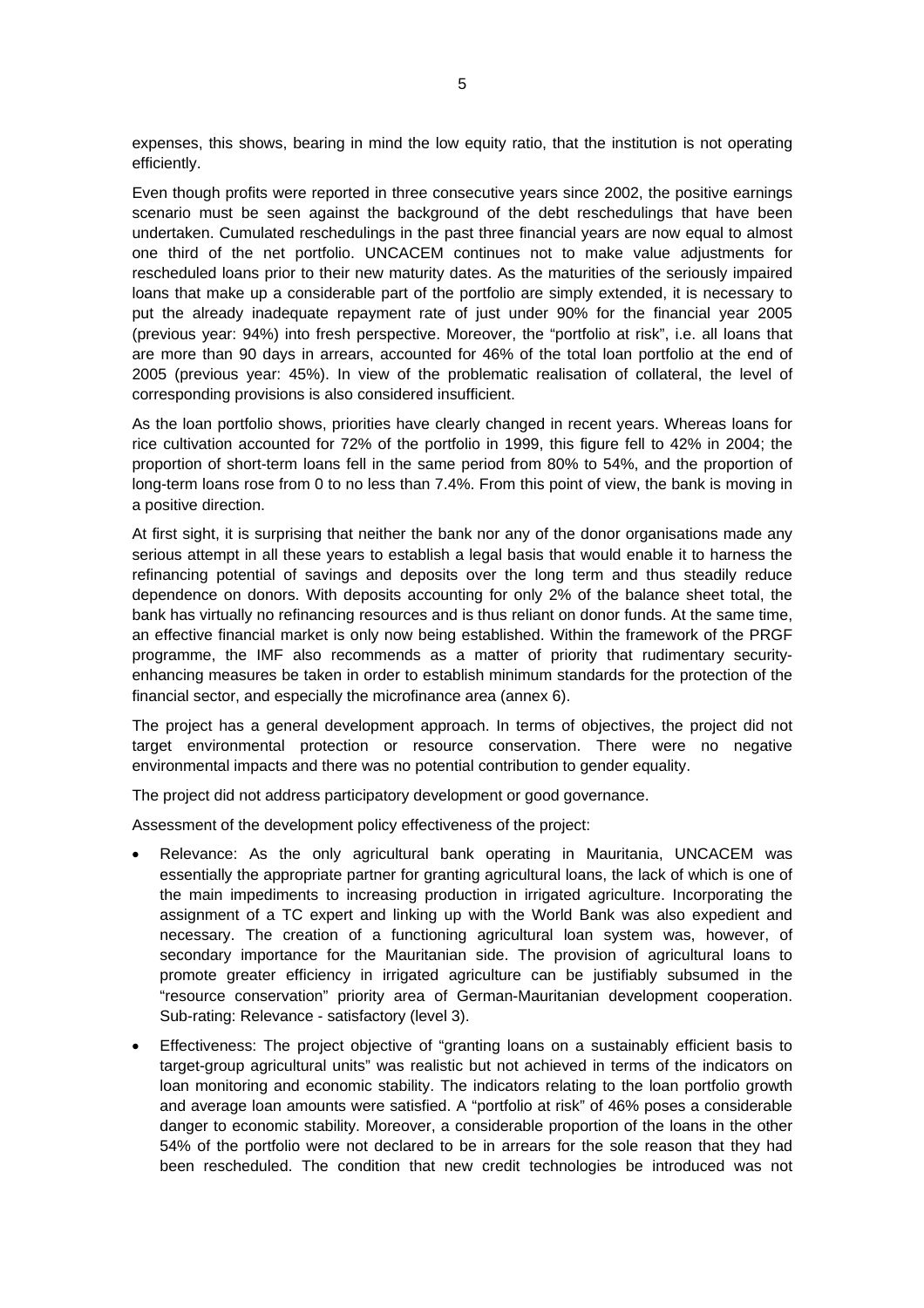expenses, this shows, bearing in mind the low equity ratio, that the institution is not operating efficiently.

Even though profits were reported in three consecutive years since 2002, the positive earnings scenario must be seen against the background of the debt reschedulings that have been undertaken. Cumulated reschedulings in the past three financial years are now equal to almost one third of the net portfolio. UNCACEM continues not to make value adjustments for rescheduled loans prior to their new maturity dates. As the maturities of the seriously impaired loans that make up a considerable part of the portfolio are simply extended, it is necessary to put the already inadequate repayment rate of just under 90% for the financial year 2005 (previous year: 94%) into fresh perspective. Moreover, the "portfolio at risk", i.e. all loans that are more than 90 days in arrears, accounted for 46% of the total loan portfolio at the end of 2005 (previous year: 45%). In view of the problematic realisation of collateral, the level of corresponding provisions is also considered insufficient.

As the loan portfolio shows, priorities have clearly changed in recent years. Whereas loans for rice cultivation accounted for 72% of the portfolio in 1999, this figure fell to 42% in 2004; the proportion of short-term loans fell in the same period from 80% to 54%, and the proportion of long-term loans rose from 0 to no less than 7.4%. From this point of view, the bank is moving in a positive direction.

At first sight, it is surprising that neither the bank nor any of the donor organisations made any serious attempt in all these years to establish a legal basis that would enable it to harness the refinancing potential of savings and deposits over the long term and thus steadily reduce dependence on donors. With deposits accounting for only 2% of the balance sheet total, the bank has virtually no refinancing resources and is thus reliant on donor funds. At the same time, an effective financial market is only now being established. Within the framework of the PRGF programme, the IMF also recommends as a matter of priority that rudimentary security-enhancing measures be taken in order to establish minimum standards for the protection of the financial sector, and especially the microfinance area (annex 6).

The project has a general development approach. In terms of objectives, the project did not target environmental protection or resource conservation. There were no negative environmental impacts and there was no potential contribution to gender equality.

The project did not address participatory development or good governance.

Assessment of the development policy effectiveness of the project:

- Relevance: As the only agricultural bank operating in Mauritania, UNCACEM was essentially the appropriate partner for granting agricultural loans, the lack of which is one of the main impediments to increasing production in irrigated agriculture. Incorporating the assignment of a TC expert and linking up with the World Bank was also expedient and necessary. The creation of a functioning agricultural loan system was, however, of secondary importance for the Mauritanian side. The provision of agricultural loans to promote greater efficiency in irrigated agriculture can be justifiably subsumed in the "resource conservation" priority area of German-Mauritanian development cooperation. Sub-rating: Relevance - satisfactory (level 3).
- Effectiveness: The project objective of "granting loans on a sustainably efficient basis to target-group agricultural units" was realistic but not achieved in terms of the indicators on loan monitoring and economic stability. The indicators relating to the loan portfolio growth and average loan amounts were satisfied. A "portfolio at risk" of 46% poses a considerable danger to economic stability. Moreover, a considerable proportion of the loans in the other 54% of the portfolio were not declared to be in arrears for the sole reason that they had been rescheduled. The condition that new credit technologies be introduced was not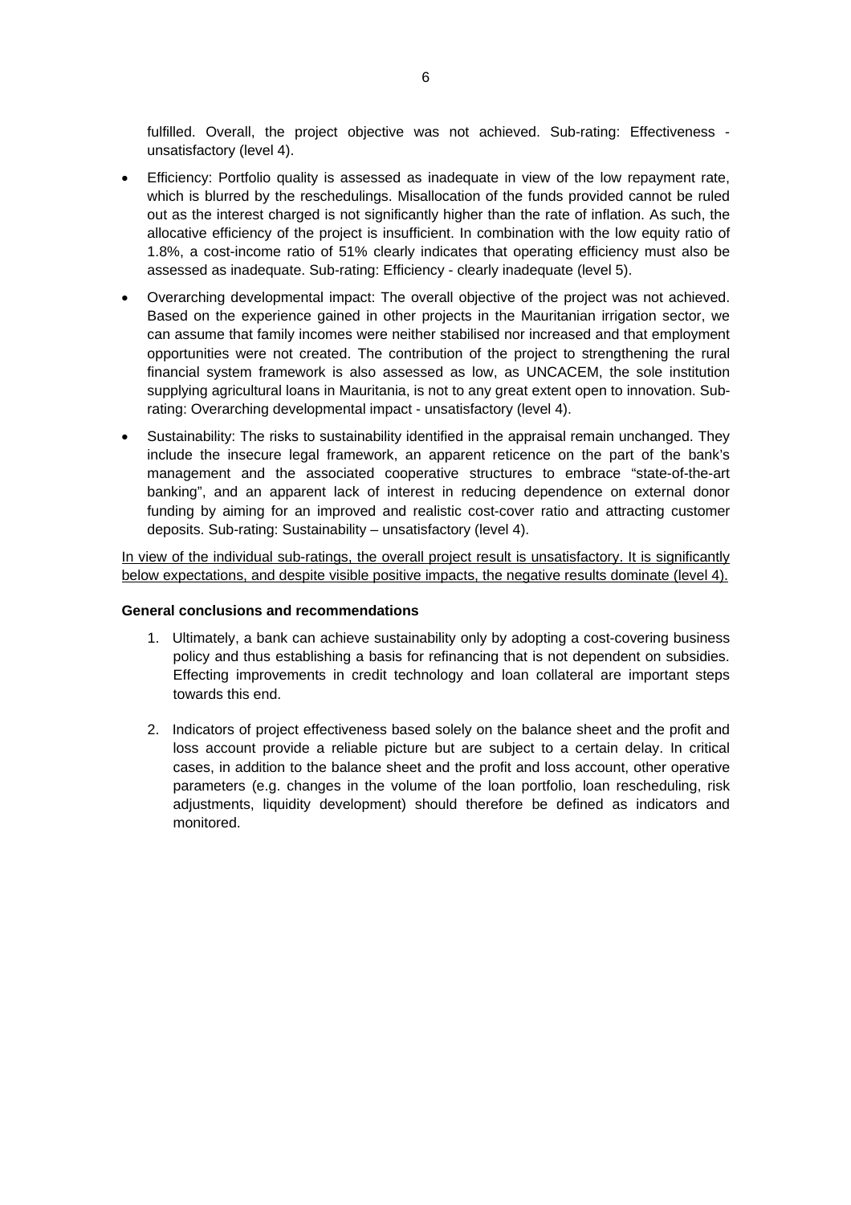fulfilled. Overall, the project objective was not achieved. Sub-rating: Effectiveness - unsatisfactory (level 4).

- Efficiency: Portfolio quality is assessed as inadequate in view of the low repayment rate, which is blurred by the reschedulings. Misallocation of the funds provided cannot be ruled out as the interest charged is not significantly higher than the rate of inflation. As such, the allocative efficiency of the project is insufficient. In combination with the low equity ratio of 1.8%, a cost-income ratio of 51% clearly indicates that operating efficiency must also be assessed as inadequate. Sub-rating: Efficiency - clearly inadequate (level 5).
- Overarching developmental impact: The overall objective of the project was not achieved. Based on the experience gained in other projects in the Mauritanian irrigation sector, we can assume that family incomes were neither stabilised nor increased and that employment opportunities were not created. The contribution of the project to strengthening the rural financial system framework is also assessed as low, as UNCACEM, the sole institution supplying agricultural loans in Mauritania, is not to any great extent open to innovation. Sub-rating: Overarching developmental impact - unsatisfactory (level 4).
- Sustainability: The risks to sustainability identified in the appraisal remain unchanged. They include the insecure legal framework, an apparent reticence on the part of the bank's management and the associated cooperative structures to embrace "state-of-the-art banking", and an apparent lack of interest in reducing dependence on external donor funding by aiming for an improved and realistic cost-cover ratio and attracting customer deposits. Sub-rating: Sustainability – unsatisfactory (level 4).

<u>In view of the individual sub-ratings, the overall project result is unsatisfactory. It is significantly below expectations, and despite visible positive impacts, the negative results dominate (level 4).</u>

**General conclusions and recommendations**

1. Ultimately, a bank can achieve sustainability only by adopting a cost-covering business policy and thus establishing a basis for refinancing that is not dependent on subsidies. Effecting improvements in credit technology and loan collateral are important steps towards this end.

2. Indicators of project effectiveness based solely on the balance sheet and the profit and loss account provide a reliable picture but are subject to a certain delay. In critical cases, in addition to the balance sheet and the profit and loss account, other operative parameters (e.g. changes in the volume of the loan portfolio, loan rescheduling, risk adjustments, liquidity development) should therefore be defined as indicators and monitored.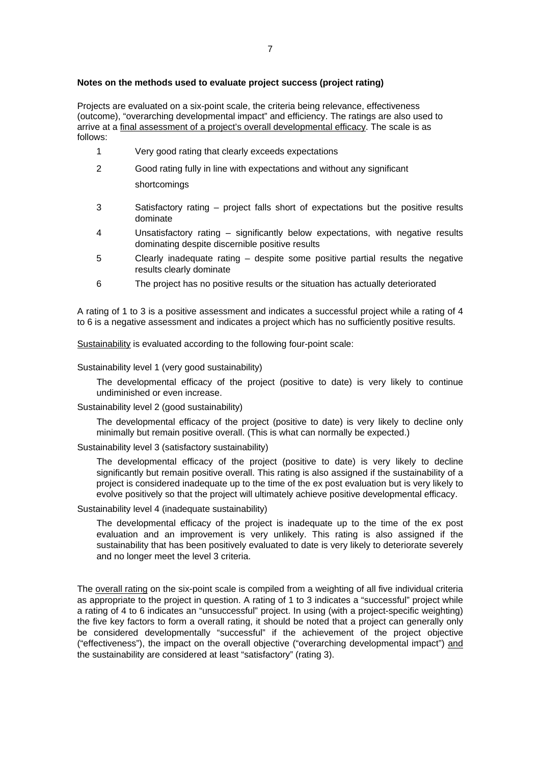**Notes on the methods used to evaluate project success (project rating)**

Projects are evaluated on a six-point scale, the criteria being relevance, effectiveness (outcome), "overarching developmental impact" and efficiency. The ratings are also used to arrive at a final assessment of a project's overall developmental efficacy. The scale is as follows:

1. Very good rating that clearly exceeds expectations
2. Good rating fully in line with expectations and without any significant shortcomings
3. Satisfactory rating – project falls short of expectations but the positive results dominate
4. Unsatisfactory rating – significantly below expectations, with negative results dominating despite discernible positive results
5. Clearly inadequate rating – despite some positive partial results the negative results clearly dominate
6. The project has no positive results or the situation has actually deteriorated

A rating of 1 to 3 is a positive assessment and indicates a successful project while a rating of 4 to 6 is a negative assessment and indicates a project which has no sufficiently positive results.

Sustainability is evaluated according to the following four-point scale:

Sustainability level 1 (very good sustainability)

The developmental efficacy of the project (positive to date) is very likely to continue undiminished or even increase.

Sustainability level 2 (good sustainability)

The developmental efficacy of the project (positive to date) is very likely to decline only minimally but remain positive overall. (This is what can normally be expected.)

Sustainability level 3 (satisfactory sustainability)

The developmental efficacy of the project (positive to date) is very likely to decline significantly but remain positive overall. This rating is also assigned if the sustainability of a project is considered inadequate up to the time of the ex post evaluation but is very likely to evolve positively so that the project will ultimately achieve positive developmental efficacy.

Sustainability level 4 (inadequate sustainability)

The developmental efficacy of the project is inadequate up to the time of the ex post evaluation and an improvement is very unlikely. This rating is also assigned if the sustainability that has been positively evaluated to date is very likely to deteriorate severely and no longer meet the level 3 criteria.

The overall rating on the six-point scale is compiled from a weighting of all five individual criteria as appropriate to the project in question. A rating of 1 to 3 indicates a "successful" project while a rating of 4 to 6 indicates an "unsuccessful" project. In using (with a project-specific weighting) the five key factors to form a overall rating, it should be noted that a project can generally only be considered developmentally "successful" if the achievement of the project objective ("effectiveness"), the impact on the overall objective ("overarching developmental impact") and the sustainability are considered at least "satisfactory" (rating 3).